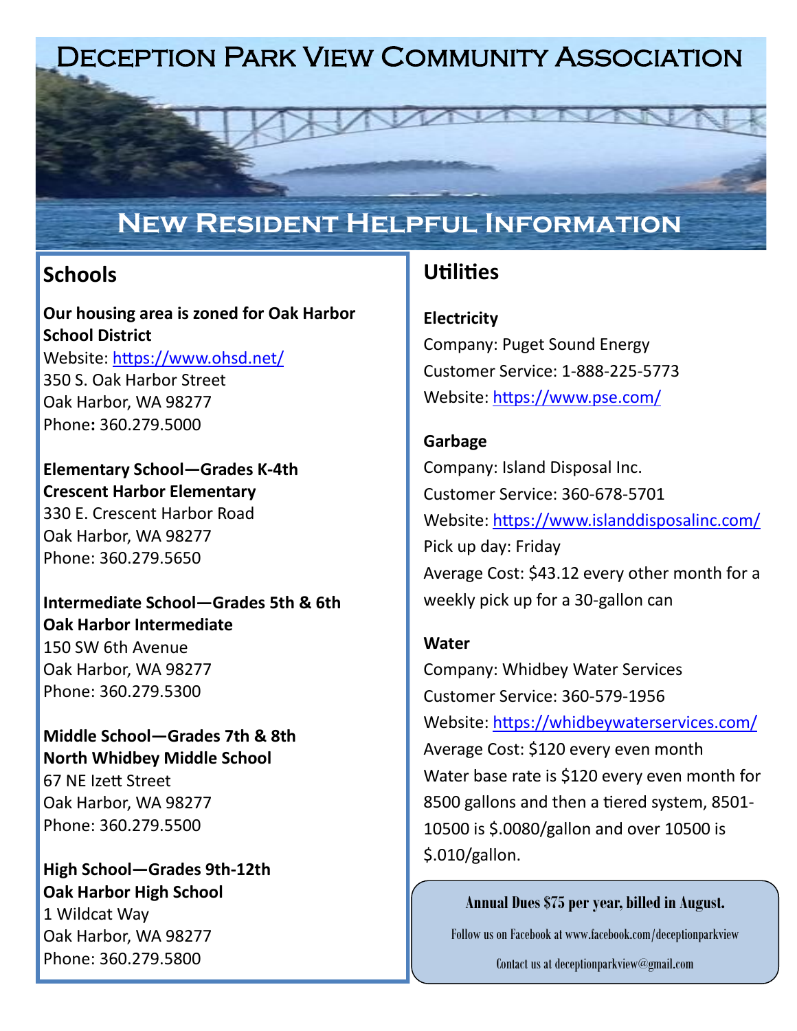# Deception Park View Community Association

## New Resident Helpful Information

## Schools

**Our housing area is zoned for Oak Harbor School District**
Website: https://www.ohsd.net/
350 S. Oak Harbor Street
Oak Harbor, WA 98277
Phone: 360.279.5000

**Elementary School—Grades K-4th**
**Crescent Harbor Elementary**
330 E. Crescent Harbor Road
Oak Harbor, WA 98277
Phone: 360.279.5650

**Intermediate School—Grades 5th & 6th**
**Oak Harbor Intermediate**
150 SW 6th Avenue
Oak Harbor, WA 98277
Phone: 360.279.5300

**Middle School—Grades 7th & 8th**
**North Whidbey Middle School**
67 NE Izett Street
Oak Harbor, WA 98277
Phone: 360.279.5500

**High School—Grades 9th-12th**
**Oak Harbor High School**
1 Wildcat Way
Oak Harbor, WA 98277
Phone: 360.279.5800

## Utilities

**Electricity**
Company: Puget Sound Energy
Customer Service: 1-888-225-5773
Website: https://www.pse.com/

**Garbage**
Company: Island Disposal Inc.
Customer Service: 360-678-5701
Website: https://www.islanddisposalinc.com/
Pick up day: Friday
Average Cost: $43.12 every other month for a weekly pick up for a 30-gallon can

**Water**
Company: Whidbey Water Services
Customer Service: 360-579-1956
Website: https://whidbeywaterservices.com/
Average Cost: $120 every even month
Water base rate is $120 every even month for 8500 gallons and then a tiered system, 8501-10500 is $.0080/gallon and over 10500 is $.010/gallon.

**Annual Dues $75 per year, billed in August.**

Follow us on Facebook at www.facebook.com/deceptionparkview

Contact us at deceptionparkview@gmail.com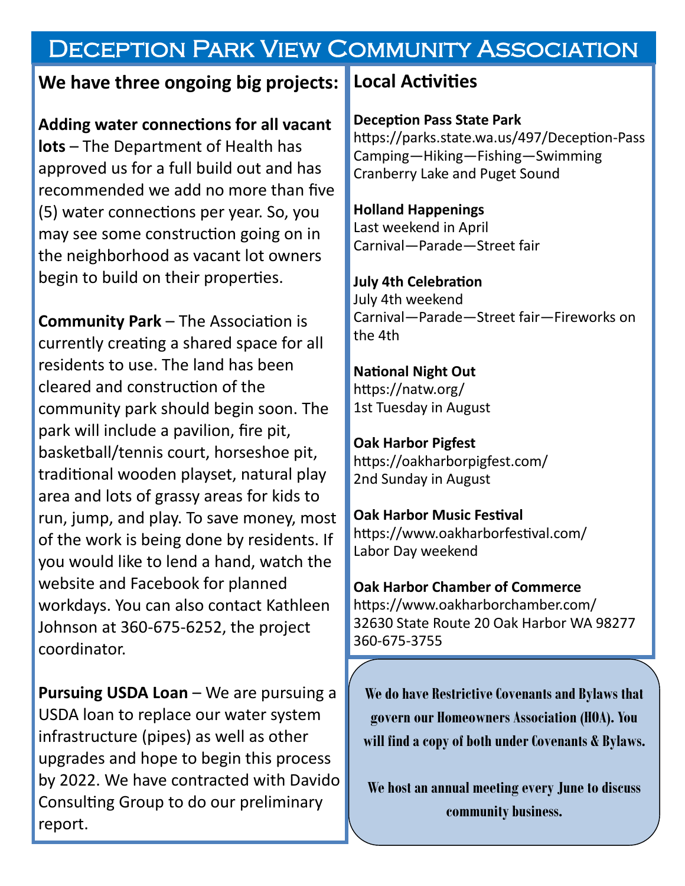# Deception Park View Community Association

## We have three ongoing big projects:

**Adding water connections for all vacant lots** – The Department of Health has approved us for a full build out and has recommended we add no more than five (5) water connections per year. So, you may see some construction going on in the neighborhood as vacant lot owners begin to build on their properties.

**Community Park** – The Association is currently creating a shared space for all residents to use. The land has been cleared and construction of the community park should begin soon. The park will include a pavilion, fire pit, basketball/tennis court, horseshoe pit, traditional wooden playset, natural play area and lots of grassy areas for kids to run, jump, and play. To save money, most of the work is being done by residents. If you would like to lend a hand, watch the website and Facebook for planned workdays. You can also contact Kathleen Johnson at 360-675-6252, the project coordinator.

**Pursuing USDA Loan** – We are pursuing a USDA loan to replace our water system infrastructure (pipes) as well as other upgrades and hope to begin this process by 2022. We have contracted with Davido Consulting Group to do our preliminary report.

## Local Activities

**Deception Pass State Park**
https://parks.state.wa.us/497/Deception-Pass
Camping—Hiking—Fishing—Swimming
Cranberry Lake and Puget Sound

**Holland Happenings**
Last weekend in April
Carnival—Parade—Street fair

**July 4th Celebration**
July 4th weekend
Carnival—Parade—Street fair—Fireworks on the 4th

**National Night Out**
https://natw.org/
1st Tuesday in August

**Oak Harbor Pigfest**
https://oakharborpigfest.com/
2nd Sunday in August

**Oak Harbor Music Festival**
https://www.oakharborfestival.com/
Labor Day weekend

**Oak Harbor Chamber of Commerce**
https://www.oakharborchamber.com/
32630 State Route 20 Oak Harbor WA 98277
360-675-3755

**We do have Restrictive Covenants and Bylaws that govern our Homeowners Association (HOA). You will find a copy of both under Covenants & Bylaws.**

**We host an annual meeting every June to discuss community business.**